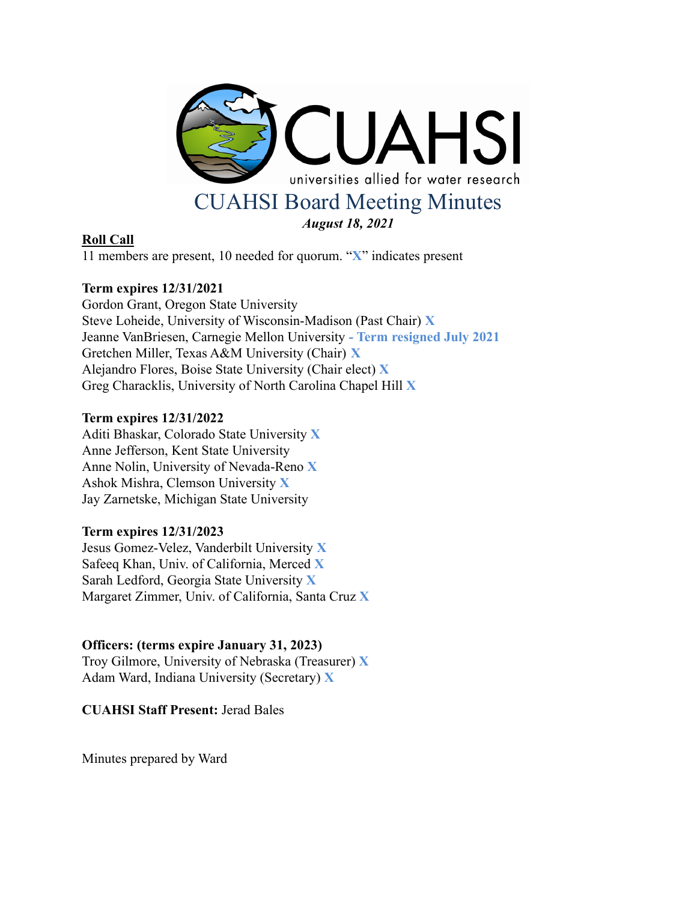# CUAHSI Board Meeting Minutes

***August 18, 2021***

**Roll Call**

11 members are present, 10 needed for quorum. "**X**" indicates present

**Term expires 12/31/2021**

Gordon Grant, Oregon State University
Steve Loheide, University of Wisconsin-Madison (Past Chair) **X**
Jeanne VanBriesen, Carnegie Mellon University **- Term resigned July 2021**
Gretchen Miller, Texas A&M University (Chair) **X**
Alejandro Flores, Boise State University (Chair elect) **X**
Greg Characklis, University of North Carolina Chapel Hill **X**

**Term expires 12/31/2022**

Aditi Bhaskar, Colorado State University **X**
Anne Jefferson, Kent State University
Anne Nolin, University of Nevada-Reno **X**
Ashok Mishra, Clemson University **X**
Jay Zarnetske, Michigan State University

**Term expires 12/31/2023**

Jesus Gomez-Velez, Vanderbilt University **X**
Safeeq Khan, Univ. of California, Merced **X**
Sarah Ledford, Georgia State University **X**
Margaret Zimmer, Univ. of California, Santa Cruz **X**

**Officers: (terms expire January 31, 2023)**

Troy Gilmore, University of Nebraska (Treasurer) **X**
Adam Ward, Indiana University (Secretary) **X**

**CUAHSI Staff Present:** Jerad Bales

Minutes prepared by Ward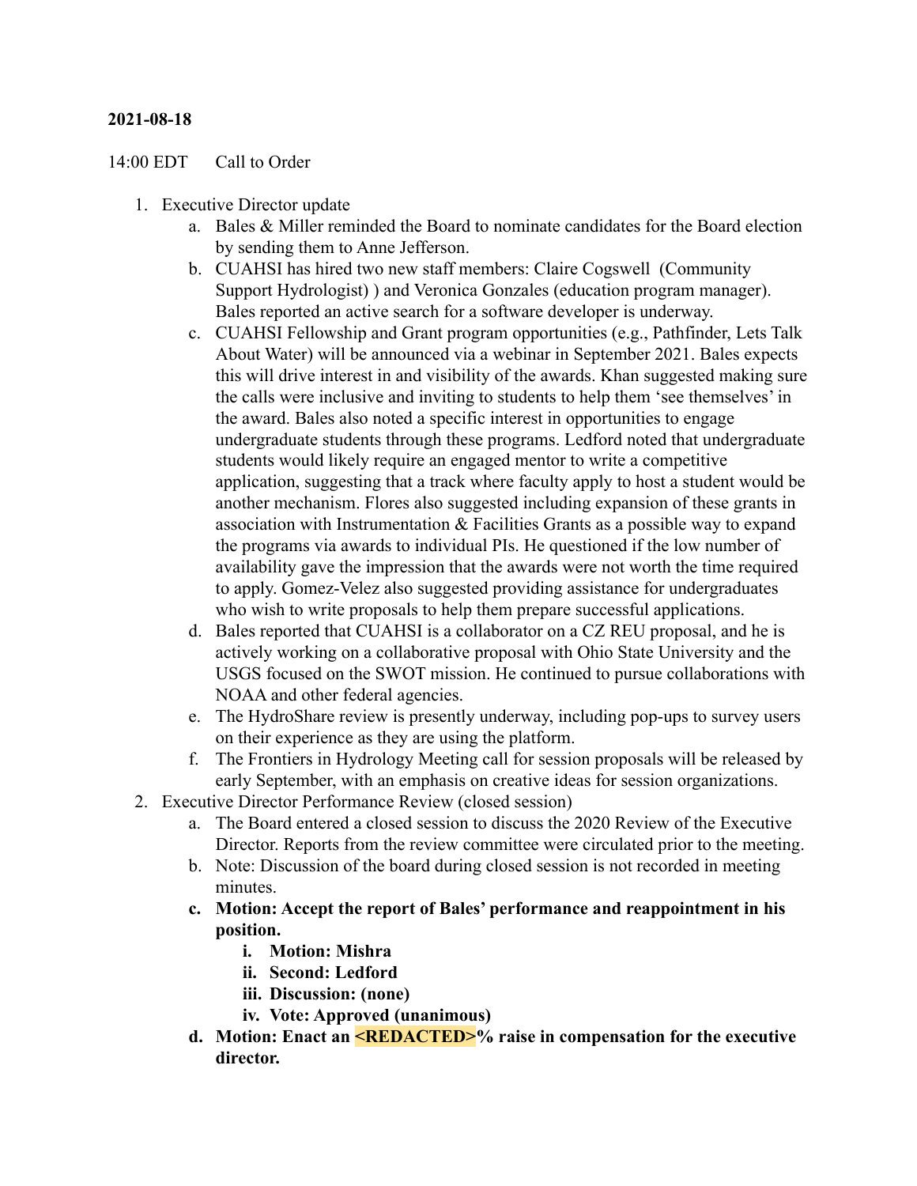**2021-08-18**

14:00 EDT   Call to Order

1. Executive Director update
   a. Bales & Miller reminded the Board to nominate candidates for the Board election by sending them to Anne Jefferson.
   b. CUAHSI has hired two new staff members: Claire Cogswell  (Community Support Hydrologist) ) and Veronica Gonzales (education program manager). Bales reported an active search for a software developer is underway.
   c. CUAHSI Fellowship and Grant program opportunities (e.g., Pathfinder, Lets Talk About Water) will be announced via a webinar in September 2021. Bales expects this will drive interest in and visibility of the awards. Khan suggested making sure the calls were inclusive and inviting to students to help them 'see themselves' in the award. Bales also noted a specific interest in opportunities to engage undergraduate students through these programs. Ledford noted that undergraduate students would likely require an engaged mentor to write a competitive application, suggesting that a track where faculty apply to host a student would be another mechanism. Flores also suggested including expansion of these grants in association with Instrumentation & Facilities Grants as a possible way to expand the programs via awards to individual PIs. He questioned if the low number of availability gave the impression that the awards were not worth the time required to apply. Gomez-Velez also suggested providing assistance for undergraduates who wish to write proposals to help them prepare successful applications.
   d. Bales reported that CUAHSI is a collaborator on a CZ REU proposal, and he is actively working on a collaborative proposal with Ohio State University and the USGS focused on the SWOT mission. He continued to pursue collaborations with NOAA and other federal agencies.
   e. The HydroShare review is presently underway, including pop-ups to survey users on their experience as they are using the platform.
   f. The Frontiers in Hydrology Meeting call for session proposals will be released by early September, with an emphasis on creative ideas for session organizations.
2. Executive Director Performance Review (closed session)
   a. The Board entered a closed session to discuss the 2020 Review of the Executive Director. Reports from the review committee were circulated prior to the meeting.
   b. Note: Discussion of the board during closed session is not recorded in meeting minutes.
   c. **Motion: Accept the report of Bales' performance and reappointment in his position.**
      i. **Motion: Mishra**
      ii. **Second: Ledford**
      iii. **Discussion: (none)**
      iv. **Vote: Approved (unanimous)**
   d. **Motion: Enact an <REDACTED>% raise in compensation for the executive director.**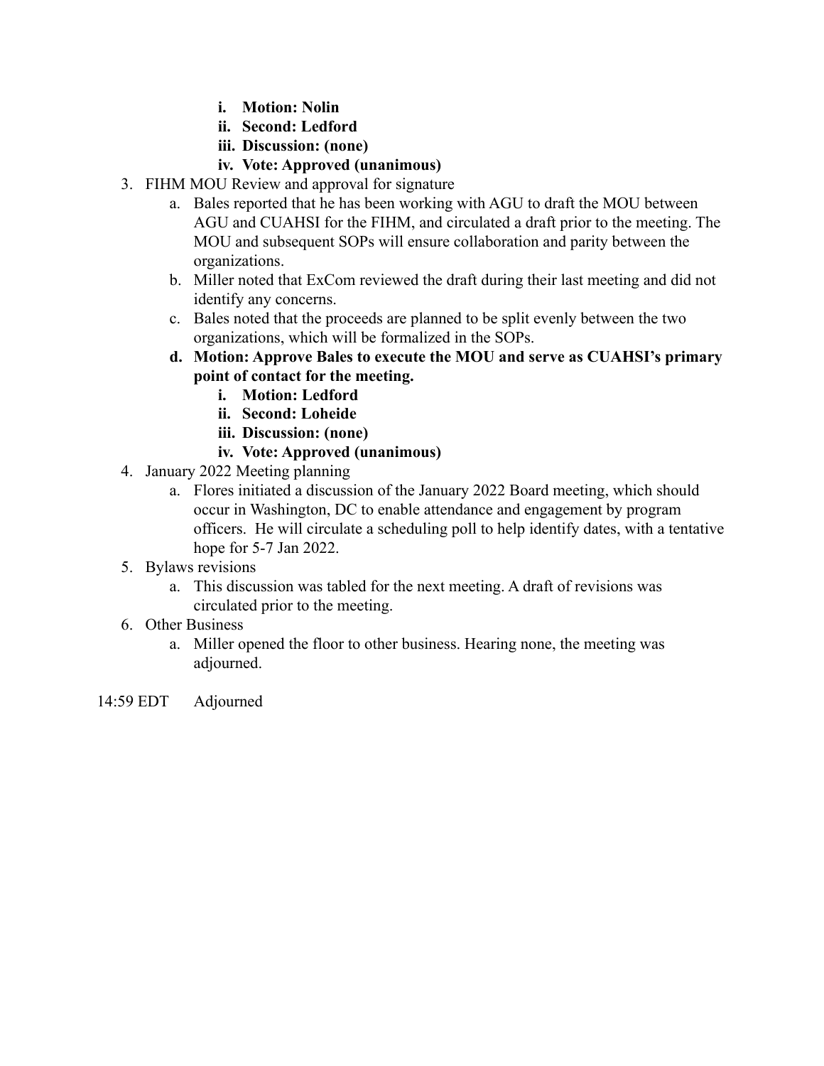- i. **Motion: Nolin**
   - ii. **Second: Ledford**
   - iii. **Discussion: (none)**
   - iv. **Vote: Approved (unanimous)**

3. FIHM MOU Review and approval for signature
   a. Bales reported that he has been working with AGU to draft the MOU between AGU and CUAHSI for the FIHM, and circulated a draft prior to the meeting. The MOU and subsequent SOPs will ensure collaboration and parity between the organizations.
   b. Miller noted that ExCom reviewed the draft during their last meeting and did not identify any concerns.
   c. Bales noted that the proceeds are planned to be split evenly between the two organizations, which will be formalized in the SOPs.
   d. **Motion: Approve Bales to execute the MOU and serve as CUAHSI's primary point of contact for the meeting.**
      - i. **Motion: Ledford**
      - ii. **Second: Loheide**
      - iii. **Discussion: (none)**
      - iv. **Vote: Approved (unanimous)**
4. January 2022 Meeting planning
   a. Flores initiated a discussion of the January 2022 Board meeting, which should occur in Washington, DC to enable attendance and engagement by program officers. He will circulate a scheduling poll to help identify dates, with a tentative hope for 5-7 Jan 2022.
5. Bylaws revisions
   a. This discussion was tabled for the next meeting. A draft of revisions was circulated prior to the meeting.
6. Other Business
   a. Miller opened the floor to other business. Hearing none, the meeting was adjourned.

14:59 EDT Adjourned